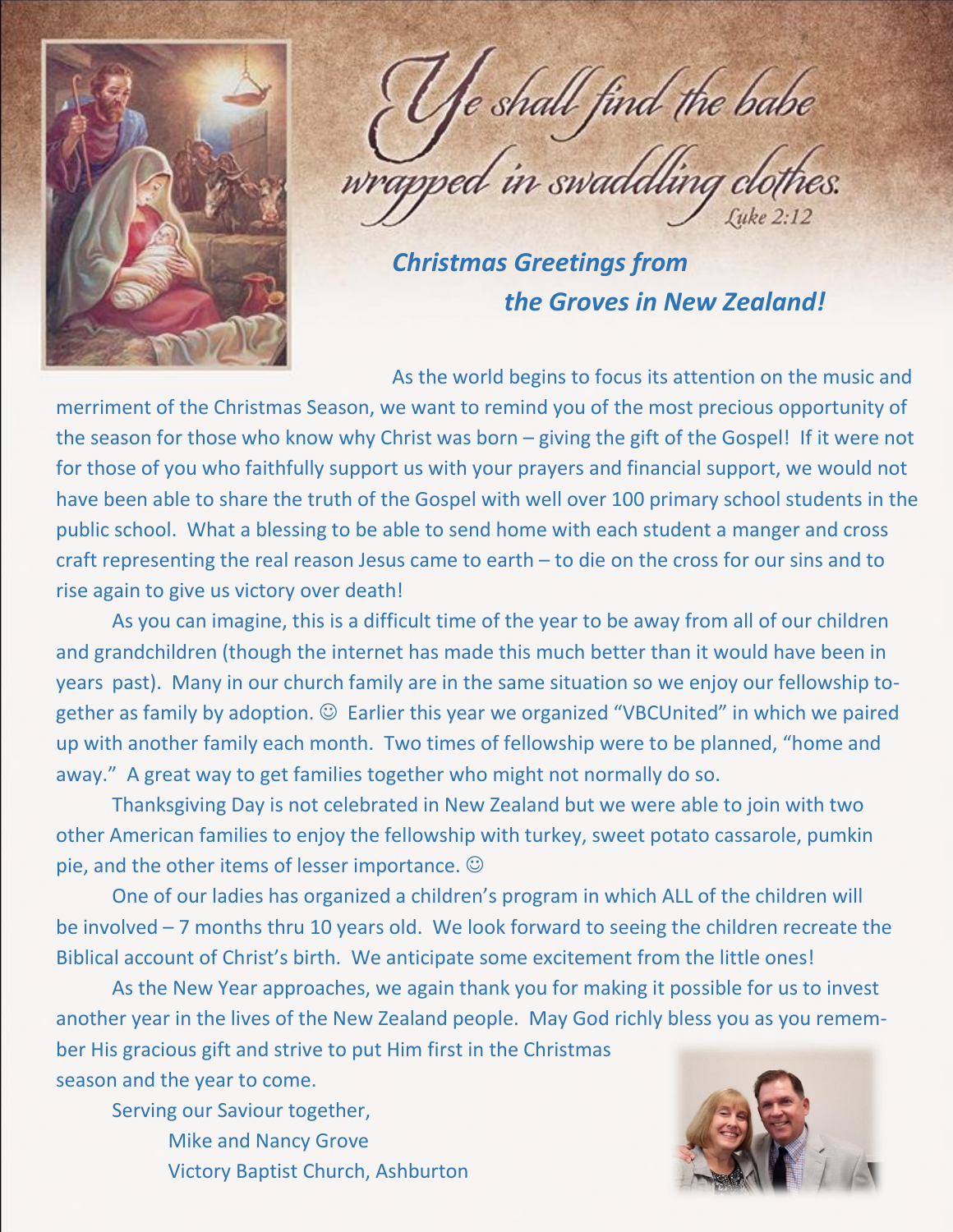*Ye shall find the babe wrapped in swaddling clothes.*
*Luke 2:12*

## *Christmas Greetings from the Groves in New Zealand!*

As the world begins to focus its attention on the music and merriment of the Christmas Season, we want to remind you of the most precious opportunity of the season for those who know why Christ was born – giving the gift of the Gospel! If it were not for those of you who faithfully support us with your prayers and financial support, we would not have been able to share the truth of the Gospel with well over 100 primary school students in the public school. What a blessing to be able to send home with each student a manger and cross craft representing the real reason Jesus came to earth – to die on the cross for our sins and to rise again to give us victory over death!

As you can imagine, this is a difficult time of the year to be away from all of our children and grandchildren (though the internet has made this much better than it would have been in years past). Many in our church family are in the same situation so we enjoy our fellowship together as family by adoption. ☺ Earlier this year we organized "VBCUnited" in which we paired up with another family each month. Two times of fellowship were to be planned, "home and away." A great way to get families together who might not normally do so.

Thanksgiving Day is not celebrated in New Zealand but we were able to join with two other American families to enjoy the fellowship with turkey, sweet potato cassarole, pumkin pie, and the other items of lesser importance. ☺

One of our ladies has organized a children's program in which ALL of the children will be involved – 7 months thru 10 years old. We look forward to seeing the children recreate the Biblical account of Christ's birth. We anticipate some excitement from the little ones!

As the New Year approaches, we again thank you for making it possible for us to invest another year in the lives of the New Zealand people. May God richly bless you as you remember His gracious gift and strive to put Him first in the Christmas season and the year to come.

Serving our Saviour together,

Mike and Nancy Grove
Victory Baptist Church, Ashburton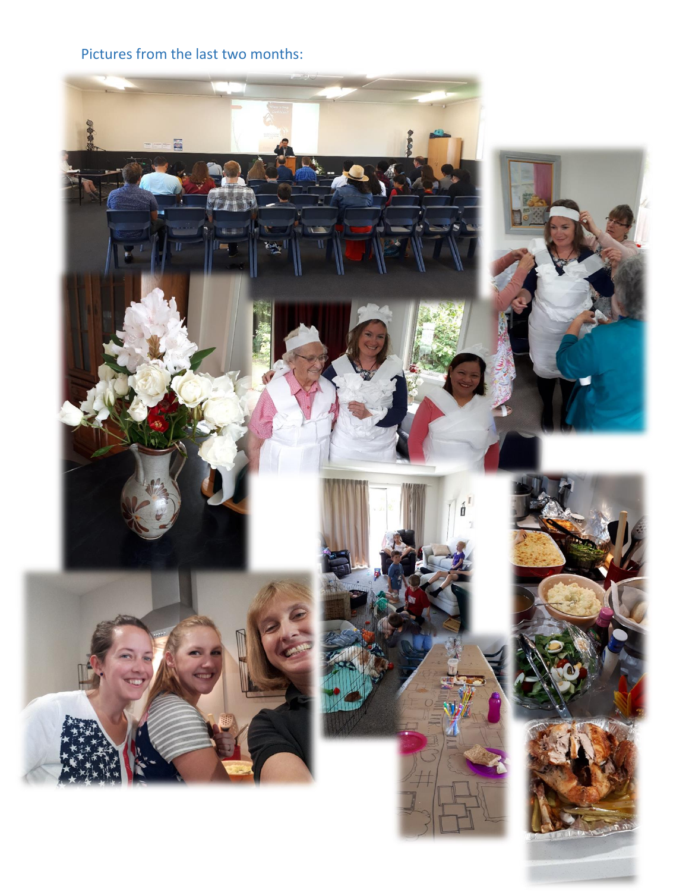Pictures from the last two months: